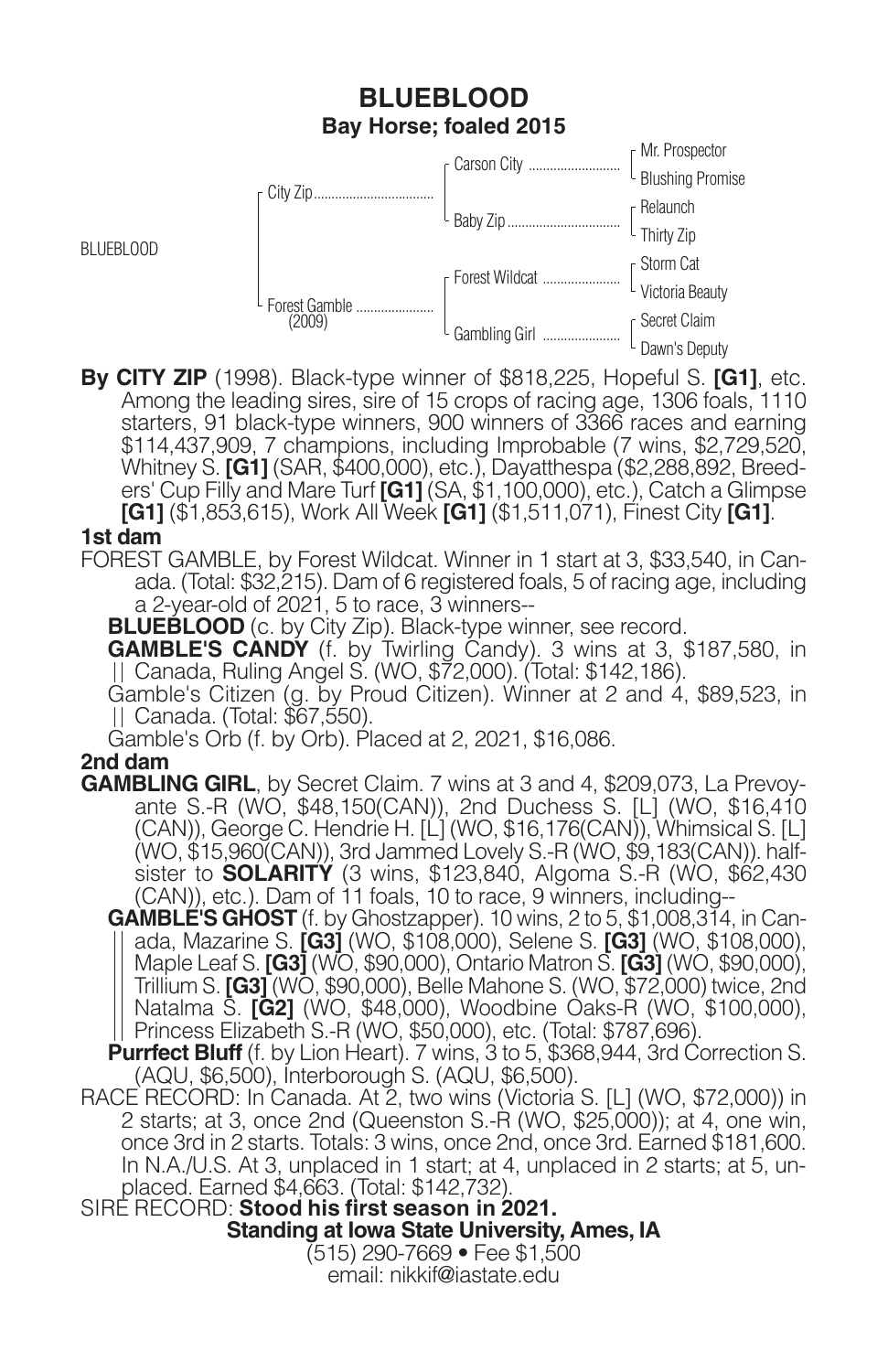# BLUEBLOOD

## Bay Horse; foaled 2015

| | | | |
|---|---|---|---|
| BLUEBLOOD | City Zip | Carson City | Mr. Prospector |
| | | | Blushing Promise |
| | | Baby Zip | Relaunch |
| | | | Thirty Zip |
| | Forest Gamble (2009) | Forest Wildcat | Storm Cat |
| | | | Victoria Beauty |
| | | Gambling Girl | Secret Claim |
| | | | Dawn's Deputy |

**By CITY ZIP** (1998). Black-type winner of $818,225, Hopeful S. **[G1]**, etc. Among the leading sires, sire of 15 crops of racing age, 1306 foals, 1110 starters, 91 black-type winners, 900 winners of 3366 races and earning $114,437,909, 7 champions, including Improbable (7 wins, $2,729,520, Whitney S. **[G1]** (SAR, $400,000), etc.), Dayatthespa ($2,288,892, Breeders' Cup Filly and Mare Turf **[G1]** (SA, $1,100,000), etc.), Catch a Glimpse **[G1]** ($1,853,615), Work All Week **[G1]** ($1,511,071), Finest City **[G1]**.

**1st dam**

FOREST GAMBLE, by Forest Wildcat. Winner in 1 start at 3, $33,540, in Canada. (Total: $32,215). Dam of 6 registered foals, 5 of racing age, including a 2-year-old of 2021, 5 to race, 3 winners--

- **BLUEBLOOD** (c. by City Zip). Black-type winner, see record.
- **GAMBLE'S CANDY** (f. by Twirling Candy). 3 wins at 3, $187,580, in Canada, Ruling Angel S. (WO, $72,000). (Total: $142,186).
- Gamble's Citizen (g. by Proud Citizen). Winner at 2 and 4, $89,523, in Canada. (Total: $67,550).
- Gamble's Orb (f. by Orb). Placed at 2, 2021, $16,086.

**2nd dam**

**GAMBLING GIRL**, by Secret Claim. 7 wins at 3 and 4, $209,073, La Prevoyante S.-R (WO, $48,150(CAN)), 2nd Duchess S. [L] (WO, $16,410 (CAN)), George C. Hendrie H. [L] (WO, $16,176(CAN)), Whimsical S. [L] (WO, $15,960(CAN)), 3rd Jammed Lovely S.-R (WO, $9,183(CAN)). half-sister to **SOLARITY** (3 wins, $123,840, Algoma S.-R (WO, $62,430 (CAN)), etc.). Dam of 11 foals, 10 to race, 9 winners, including--

- **GAMBLE'S GHOST** (f. by Ghostzapper). 10 wins, 2 to 5, $1,008,314, in Canada, Mazarine S. **[G3]** (WO, $108,000), Selene S. **[G3]** (WO, $108,000), Maple Leaf S. **[G3]** (WO, $90,000), Ontario Matron S. **[G3]** (WO, $90,000), Trillium S. **[G3]** (WO, $90,000), Belle Mahone S. (WO, $72,000) twice, 2nd Natalma S. **[G2]** (WO, $48,000), Woodbine Oaks-R (WO, $100,000), Princess Elizabeth S.-R (WO, $50,000), etc. (Total: $787,696).
- **Purrfect Bluff** (f. by Lion Heart). 7 wins, 3 to 5, $368,944, 3rd Correction S. (AQU, $6,500), Interborough S. (AQU, $6,500).

RACE RECORD: In Canada. At 2, two wins (Victoria S. [L] (WO, $72,000)) in 2 starts; at 3, once 2nd (Queenston S.-R (WO, $25,000)); at 4, one win, once 3rd in 2 starts. Totals: 3 wins, once 2nd, once 3rd. Earned $181,600. In N.A./U.S. At 3, unplaced in 1 start; at 4, unplaced in 2 starts; at 5, unplaced. Earned $4,663. (Total: $142,732).

SIRE RECORD: **Stood his first season in 2021.**

**Standing at Iowa State University, Ames, IA**

(515) 290-7669 • Fee $1,500

email: nikkif@iastate.edu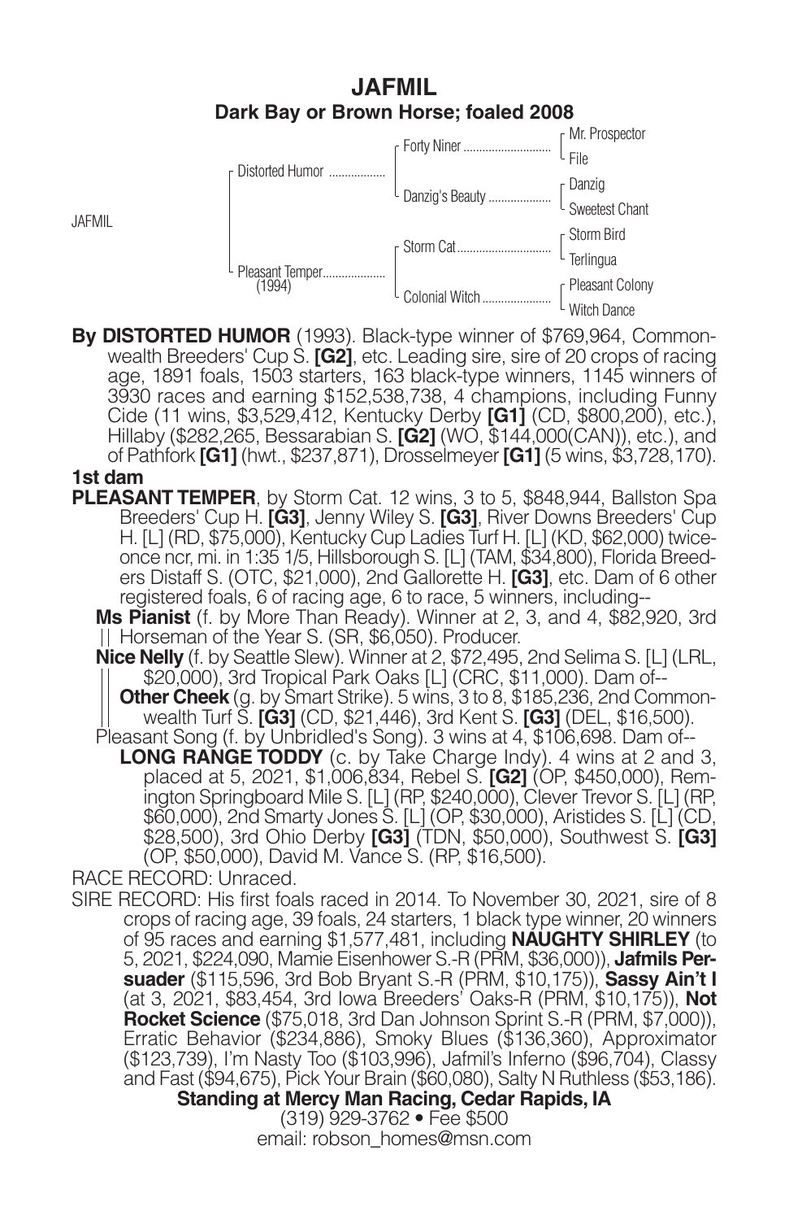# JAFMIL

## Dark Bay or Brown Horse; foaled 2008

| | | | |
|---|---|---|---|
| JAFMIL | Distorted Humor | Forty Niner | Mr. Prospector |
| | | | File |
| | | Danzig's Beauty | Danzig |
| | | | Sweetest Chant |
| | Pleasant Temper (1994) | Storm Cat | Storm Bird |
| | | | Terlingua |
| | | Colonial Witch | Pleasant Colony |
| | | | Witch Dance |

**By DISTORTED HUMOR** (1993). Black-type winner of $769,964, Commonwealth Breeders' Cup S. **[G2]**, etc. Leading sire, sire of 20 crops of racing age, 1891 foals, 1503 starters, 163 black-type winners, 1145 winners of 3930 races and earning $152,538,738, 4 champions, including Funny Cide (11 wins, $3,529,412, Kentucky Derby **[G1]** (CD, $800,200), etc.), Hillaby ($282,265, Bessarabian S. **[G2]** (WO, $144,000(CAN)), etc.), and of Pathfork **[G1]** (hwt., $237,871), Drosselmeyer **[G1]** (5 wins, $3,728,170).

**1st dam**

**PLEASANT TEMPER**, by Storm Cat. 12 wins, 3 to 5, $848,944, Ballston Spa Breeders' Cup H. **[G3]**, Jenny Wiley S. **[G3]**, River Downs Breeders' Cup H. [L] (RD, $75,000), Kentucky Cup Ladies Turf H. [L] (KD, $62,000) twice-once ncr, mi. in 1:35 1/5, Hillsborough S. [L] (TAM, $34,800), Florida Breeders Distaff S. (OTC, $21,000), 2nd Gallorette H. **[G3]**, etc. Dam of 6 other registered foals, 6 of racing age, 6 to race, 5 winners, including--

**Ms Pianist** (f. by More Than Ready). Winner at 2, 3, and 4, $82,920, 3rd Horseman of the Year S. (SR, $6,050). Producer.

**Nice Nelly** (f. by Seattle Slew). Winner at 2, $72,495, 2nd Selima S. [L] (LRL, $20,000), 3rd Tropical Park Oaks [L] (CRC, $11,000). Dam of--

**Other Cheek** (g. by Smart Strike). 5 wins, 3 to 8, $185,236, 2nd Commonwealth Turf S. **[G3]** (CD, $21,446), 3rd Kent S. **[G3]** (DEL, $16,500).

Pleasant Song (f. by Unbridled's Song). 3 wins at 4, $106,698. Dam of--

**LONG RANGE TODDY** (c. by Take Charge Indy). 4 wins at 2 and 3, placed at 5, 2021, $1,006,834, Rebel S. **[G2]** (OP, $450,000), Remington Springboard Mile S. [L] (RP, $240,000), Clever Trevor S. [L] (RP, $60,000), 2nd Smarty Jones S. [L] (OP, $30,000), Aristides S. [L] (CD, $28,500), 3rd Ohio Derby **[G3]** (TDN, $50,000), Southwest S. **[G3]** (OP, $50,000), David M. Vance S. (RP, $16,500).

RACE RECORD: Unraced.

SIRE RECORD: His first foals raced in 2014. To November 30, 2021, sire of 8 crops of racing age, 39 foals, 24 starters, 1 black type winner, 20 winners of 95 races and earning $1,577,481, including **NAUGHTY SHIRLEY** (to 5, 2021, $224,090, Mamie Eisenhower S.-R (PRM, $36,000)), **Jafmils Persuader** ($115,596, 3rd Bob Bryant S.-R (PRM, $10,175)), **Sassy Ain't I** (at 3, 2021, $83,454, 3rd Iowa Breeders' Oaks-R (PRM, $10,175)), **Not Rocket Science** ($75,018, 3rd Dan Johnson Sprint S.-R (PRM, $7,000)), Erratic Behavior ($234,886), Smoky Blues ($136,360), Approximator ($123,739), I'm Nasty Too ($103,996), Jafmil's Inferno ($96,704), Classy and Fast ($94,675), Pick Your Brain ($60,080), Salty N Ruthless ($53,186).

**Standing at Mercy Man Racing, Cedar Rapids, IA**

(319) 929-3762 • Fee $500

email: robson_homes@msn.com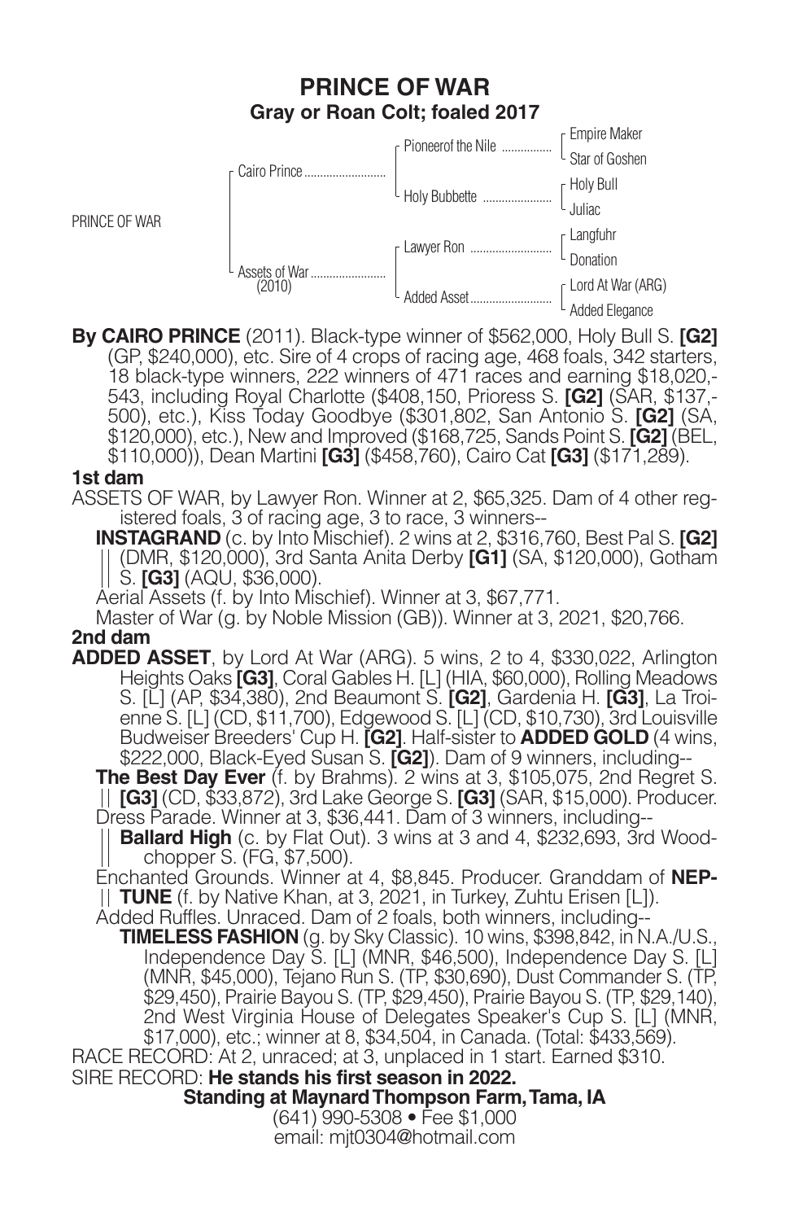# PRINCE OF WAR

**Gray or Roan Colt; foaled 2017**

| | | | |
|---|---|---|---|
| PRINCE OF WAR | Cairo Prince | Pioneerof the Nile | Empire Maker |
| | | | Star of Goshen |
| | | Holy Bubbette | Holy Bull |
| | | | Juliac |
| | Assets of War (2010) | Lawyer Ron | Langfuhr |
| | | | Donation |
| | | Added Asset | Lord At War (ARG) |
| | | | Added Elegance |

**By CAIRO PRINCE** (2011). Black-type winner of $562,000, Holy Bull S. **[G2]** (GP, $240,000), etc. Sire of 4 crops of racing age, 468 foals, 342 starters, 18 black-type winners, 222 winners of 471 races and earning $18,020,543, including Royal Charlotte ($408,150, Prioress S. **[G2]** (SAR, $137,500), etc.), Kiss Today Goodbye ($301,802, San Antonio S. **[G2]** (SA, $120,000), etc.), New and Improved ($168,725, Sands Point S. **[G2]** (BEL, $110,000)), Dean Martini **[G3]** ($458,760), Cairo Cat **[G3]** ($171,289).

**1st dam**

ASSETS OF WAR, by Lawyer Ron. Winner at 2, $65,325. Dam of 4 other registered foals, 3 of racing age, 3 to race, 3 winners--

**INSTAGRAND** (c. by Into Mischief). 2 wins at 2, $316,760, Best Pal S. **[G2]** (DMR, $120,000), 3rd Santa Anita Derby **[G1]** (SA, $120,000), Gotham S. **[G3]** (AQU, $36,000).

Aerial Assets (f. by Into Mischief). Winner at 3, $67,771.

Master of War (g. by Noble Mission (GB)). Winner at 3, 2021, $20,766.

**2nd dam**

**ADDED ASSET**, by Lord At War (ARG). 5 wins, 2 to 4, $330,022, Arlington Heights Oaks **[G3]**, Coral Gables H. [L] (HIA, $60,000), Rolling Meadows S. [L] (AP, $34,380), 2nd Beaumont S. **[G2]**, Gardenia H. **[G3]**, La Troienne S. [L] (CD, $11,700), Edgewood S. [L] (CD, $10,730), 3rd Louisville Budweiser Breeders' Cup H. **[G2]**. Half-sister to **ADDED GOLD** (4 wins, $222,000, Black-Eyed Susan S. **[G2]**). Dam of 9 winners, including--

**The Best Day Ever** (f. by Brahms). 2 wins at 3, $105,075, 2nd Regret S. **[G3]** (CD, $33,872), 3rd Lake George S. **[G3]** (SAR, $15,000). Producer.

Dress Parade. Winner at 3, $36,441. Dam of 3 winners, including--

**Ballard High** (c. by Flat Out). 3 wins at 3 and 4, $232,693, 3rd Woodchopper S. (FG, $7,500).

Enchanted Grounds. Winner at 4, $8,845. Producer. Granddam of **NEPTUNE** (f. by Native Khan, at 3, 2021, in Turkey, Zuhtu Erisen [L]).

Added Ruffles. Unraced. Dam of 2 foals, both winners, including--

**TIMELESS FASHION** (g. by Sky Classic). 10 wins, $398,842, in N.A./U.S., Independence Day S. [L] (MNR, $46,500), Independence Day S. [L] (MNR, $45,000), Tejano Run S. (TP, $30,690), Dust Commander S. (TP, $29,450), Prairie Bayou S. (TP, $29,450), Prairie Bayou S. (TP, $29,140), 2nd West Virginia House of Delegates Speaker's Cup S. [L] (MNR, $17,000), etc.; winner at 8, $34,504, in Canada. (Total: $433,569).

RACE RECORD: At 2, unraced; at 3, unplaced in 1 start. Earned $310.

SIRE RECORD: **He stands his first season in 2022.**

**Standing at Maynard Thompson Farm, Tama, IA**

(641) 990-5308 • Fee $1,000

email: mjt0304@hotmail.com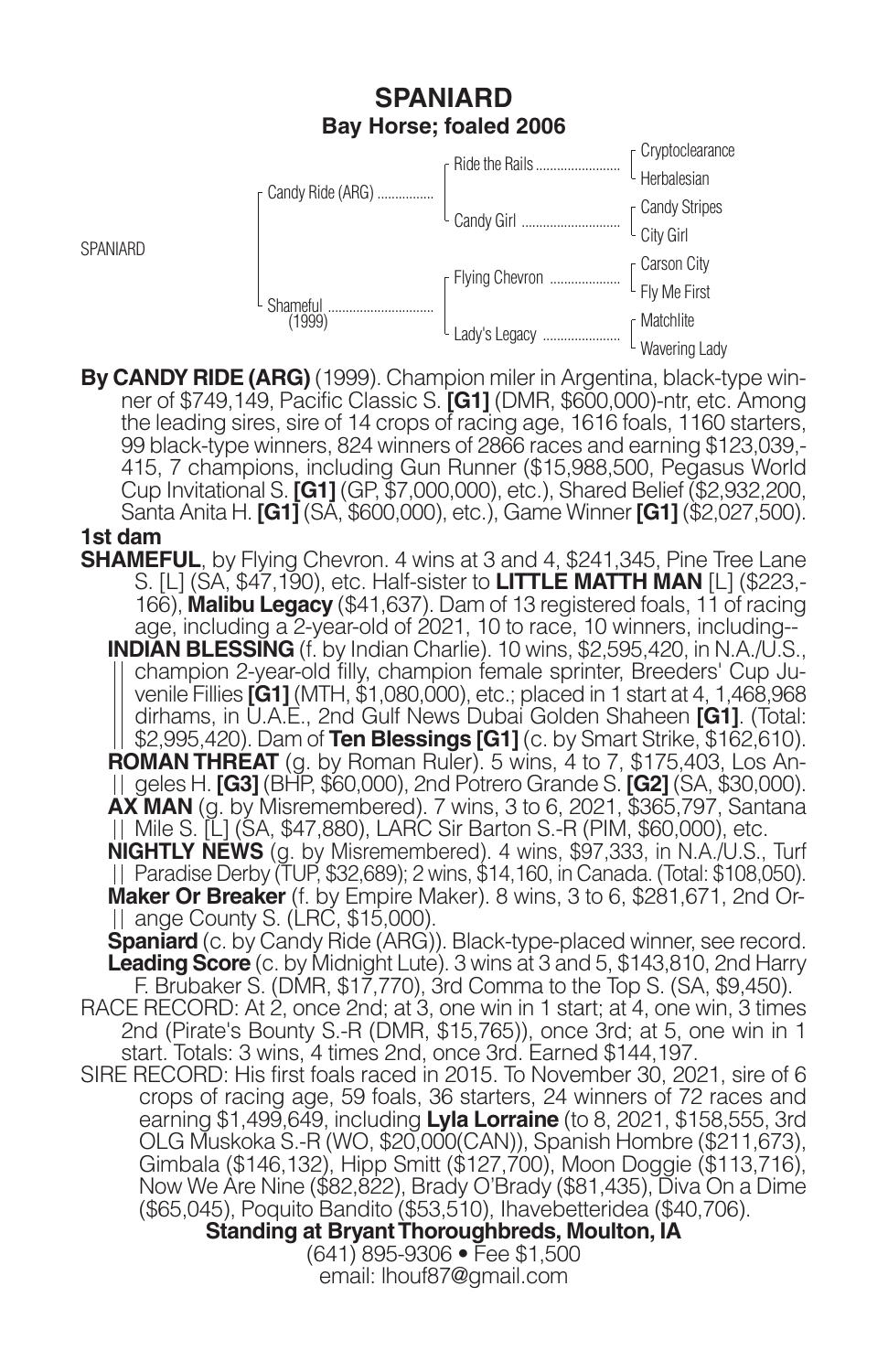## SPANIARD

### Bay Horse; foaled 2006

| | | | |
|---|---|---|---|
| SPANIARD | Candy Ride (ARG) | Ride the Rails | Cryptoclearance |
| | | | Herbalesian |
| | | Candy Girl | Candy Stripes |
| | | | City Girl |
| | Shameful (1999) | Flying Chevron | Carson City |
| | | | Fly Me First |
| | | Lady's Legacy | Matchlite |
| | | | Wavering Lady |

**By CANDY RIDE (ARG)** (1999). Champion miler in Argentina, black-type winner of $749,149, Pacific Classic S. **[G1]** (DMR, $600,000)-ntr, etc. Among the leading sires, sire of 14 crops of racing age, 1616 foals, 1160 starters, 99 black-type winners, 824 winners of 2866 races and earning $123,039,415, 7 champions, including Gun Runner ($15,988,500, Pegasus World Cup Invitational S. **[G1]** (GP, $7,000,000), etc.), Shared Belief ($2,932,200, Santa Anita H. **[G1]** (SA, $600,000), etc.), Game Winner **[G1]** ($2,027,500).

**1st dam**

**SHAMEFUL**, by Flying Chevron. 4 wins at 3 and 4, $241,345, Pine Tree Lane S. [L] (SA, $47,190), etc. Half-sister to **LITTLE MATTH MAN** [L] ($223,166), **Malibu Legacy** ($41,637). Dam of 13 registered foals, 11 of racing age, including a 2-year-old of 2021, 10 to race, 10 winners, including--

**INDIAN BLESSING** (f. by Indian Charlie). 10 wins, $2,595,420, in N.A./U.S., champion 2-year-old filly, champion female sprinter, Breeders' Cup Juvenile Fillies **[G1]** (MTH, $1,080,000), etc.; placed in 1 start at 4, 1,468,968 dirhams, in U.A.E., 2nd Gulf News Dubai Golden Shaheen **[G1]**. (Total: $2,995,420). Dam of **Ten Blessings [G1]** (c. by Smart Strike, $162,610).

**ROMAN THREAT** (g. by Roman Ruler). 5 wins, 4 to 7, $175,403, Los Angeles H. **[G3]** (BHP, $60,000), 2nd Potrero Grande S. **[G2]** (SA, $30,000).

**AX MAN** (g. by Misremembered). 7 wins, 3 to 6, 2021, $365,797, Santana Mile S. [L] (SA, $47,880), LARC Sir Barton S.-R (PIM, $60,000), etc.

**NIGHTLY NEWS** (g. by Misremembered). 4 wins, $97,333, in N.A./U.S., Turf Paradise Derby (TUP, $32,689); 2 wins, $14,160, in Canada. (Total: $108,050).

**Maker Or Breaker** (f. by Empire Maker). 8 wins, 3 to 6, $281,671, 2nd Orange County S. (LRC, $15,000).

**Spaniard** (c. by Candy Ride (ARG)). Black-type-placed winner, see record.

**Leading Score** (c. by Midnight Lute). 3 wins at 3 and 5, $143,810, 2nd Harry F. Brubaker S. (DMR, $17,770), 3rd Comma to the Top S. (SA, $9,450).

RACE RECORD: At 2, once 2nd; at 3, one win in 1 start; at 4, one win, 3 times 2nd (Pirate's Bounty S.-R (DMR, $15,765)), once 3rd; at 5, one win in 1 start. Totals: 3 wins, 4 times 2nd, once 3rd. Earned $144,197.

SIRE RECORD: His first foals raced in 2015. To November 30, 2021, sire of 6 crops of racing age, 59 foals, 36 starters, 24 winners of 72 races and earning $1,499,649, including **Lyla Lorraine** (to 8, 2021, $158,555, 3rd OLG Muskoka S.-R (WO, $20,000(CAN)), Spanish Hombre ($211,673), Gimbala ($146,132), Hipp Smitt ($127,700), Moon Doggie ($113,716), Now We Are Nine ($82,822), Brady O'Brady ($81,435), Diva On a Dime ($65,045), Poquito Bandito ($53,510), Ihavebetteridea ($40,706).

**Standing at Bryant Thoroughbreds, Moulton, IA**

(641) 895-9306 • Fee $1,500

email: lhouf87@gmail.com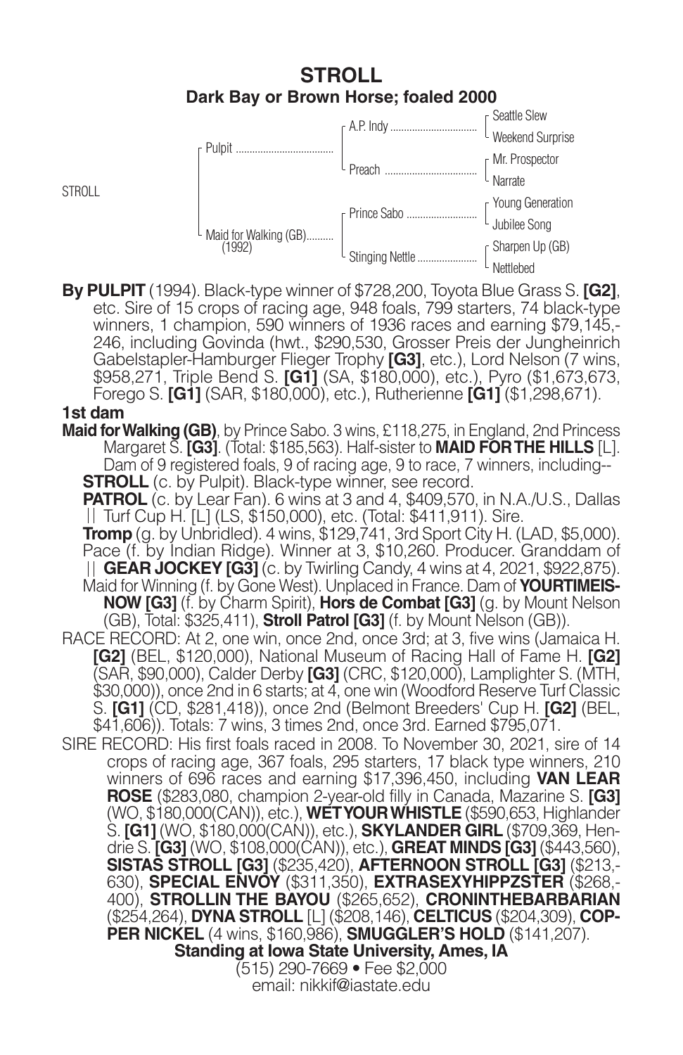# STROLL

## Dark Bay or Brown Horse; foaled 2000

| | | | |
|---|---|---|---|
| STROLL | Pulpit | A.P. Indy | Seattle Slew |
| | | | Weekend Surprise |
| | | Preach | Mr. Prospector |
| | | | Narrate |
| | Maid for Walking (GB) (1992) | Prince Sabo | Young Generation |
| | | | Jubilee Song |
| | | Stinging Nettle | Sharpen Up (GB) |
| | | | Nettlebed |

**By PULPIT** (1994). Black-type winner of $728,200, Toyota Blue Grass S. **[G2]**, etc. Sire of 15 crops of racing age, 948 foals, 799 starters, 74 black-type winners, 1 champion, 590 winners of 1936 races and earning $79,145,-246, including Govinda (hwt., $290,530, Grosser Preis der Jungheinrich Gabelstapler-Hamburger Flieger Trophy **[G3]**, etc.), Lord Nelson (7 wins, $958,271, Triple Bend S. **[G1]** (SA, $180,000), etc.), Pyro ($1,673,673, Forego S. **[G1]** (SAR, $180,000), etc.), Rutherienne **[G1]** ($1,298,671).

**1st dam**

**Maid for Walking (GB)**, by Prince Sabo. 3 wins, £118,275, in England, 2nd Princess Margaret S. **[G3]**. (Total: $185,563). Half-sister to **MAID FOR THE HILLS** [L]. Dam of 9 registered foals, 9 of racing age, 9 to race, 7 winners, including--

**STROLL** (c. by Pulpit). Black-type winner, see record.

**PATROL** (c. by Lear Fan). 6 wins at 3 and 4, $409,570, in N.A./U.S., Dallas || Turf Cup H. [L] (LS, $150,000), etc. (Total: $411,911). Sire.

**Tromp** (g. by Unbridled). 4 wins, $129,741, 3rd Sport City H. (LAD, $5,000).

Pace (f. by Indian Ridge). Winner at 3, $10,260. Producer. Granddam of || **GEAR JOCKEY [G3]** (c. by Twirling Candy, 4 wins at 4, 2021, $922,875).

Maid for Winning (f. by Gone West). Unplaced in France. Dam of **YOURTIMEISNOW [G3]** (f. by Charm Spirit), **Hors de Combat [G3]** (g. by Mount Nelson (GB), Total: $325,411), **Stroll Patrol [G3]** (f. by Mount Nelson (GB)).

RACE RECORD: At 2, one win, once 2nd, once 3rd; at 3, five wins (Jamaica H. **[G2]** (BEL, $120,000), National Museum of Racing Hall of Fame H. **[G2]** (SAR, $90,000), Calder Derby **[G3]** (CRC, $120,000), Lamplighter S. (MTH, $30,000)), once 2nd in 6 starts; at 4, one win (Woodford Reserve Turf Classic S. **[G1]** (CD, $281,418)), once 2nd (Belmont Breeders' Cup H. **[G2]** (BEL, $41,606)). Totals: 7 wins, 3 times 2nd, once 3rd. Earned $795,071.

SIRE RECORD: His first foals raced in 2008. To November 30, 2021, sire of 14 crops of racing age, 367 foals, 295 starters, 17 black type winners, 210 winners of 696 races and earning $17,396,450, including **VAN LEAR ROSE** ($283,080, champion 2-year-old filly in Canada, Mazarine S. **[G3]** (WO, $180,000(CAN)), etc.), **WET YOUR WHISTLE** ($590,653, Highlander S. **[G1]** (WO, $180,000(CAN)), etc.), **SKYLANDER GIRL** ($709,369, Hendrie S. **[G3]** (WO, $108,000(CAN)), etc.), **GREAT MINDS [G3]** ($443,560), **SISTAS STROLL [G3]** ($235,420), **AFTERNOON STROLL [G3]** ($213,-630), **SPECIAL ENVOY** ($311,350), **EXTRASEXYHIPPZSTER** ($268,-400), **STROLLIN THE BAYOU** ($265,652), **CRONINTHEBARBARIAN** ($254,264), **DYNA STROLL** [L] ($208,146), **CELTICUS** ($204,309), **COPPER NICKEL** (4 wins, $160,986), **SMUGGLER'S HOLD** ($141,207).

**Standing at Iowa State University, Ames, IA**

(515) 290-7669 • Fee $2,000

email: nikkif@iastate.edu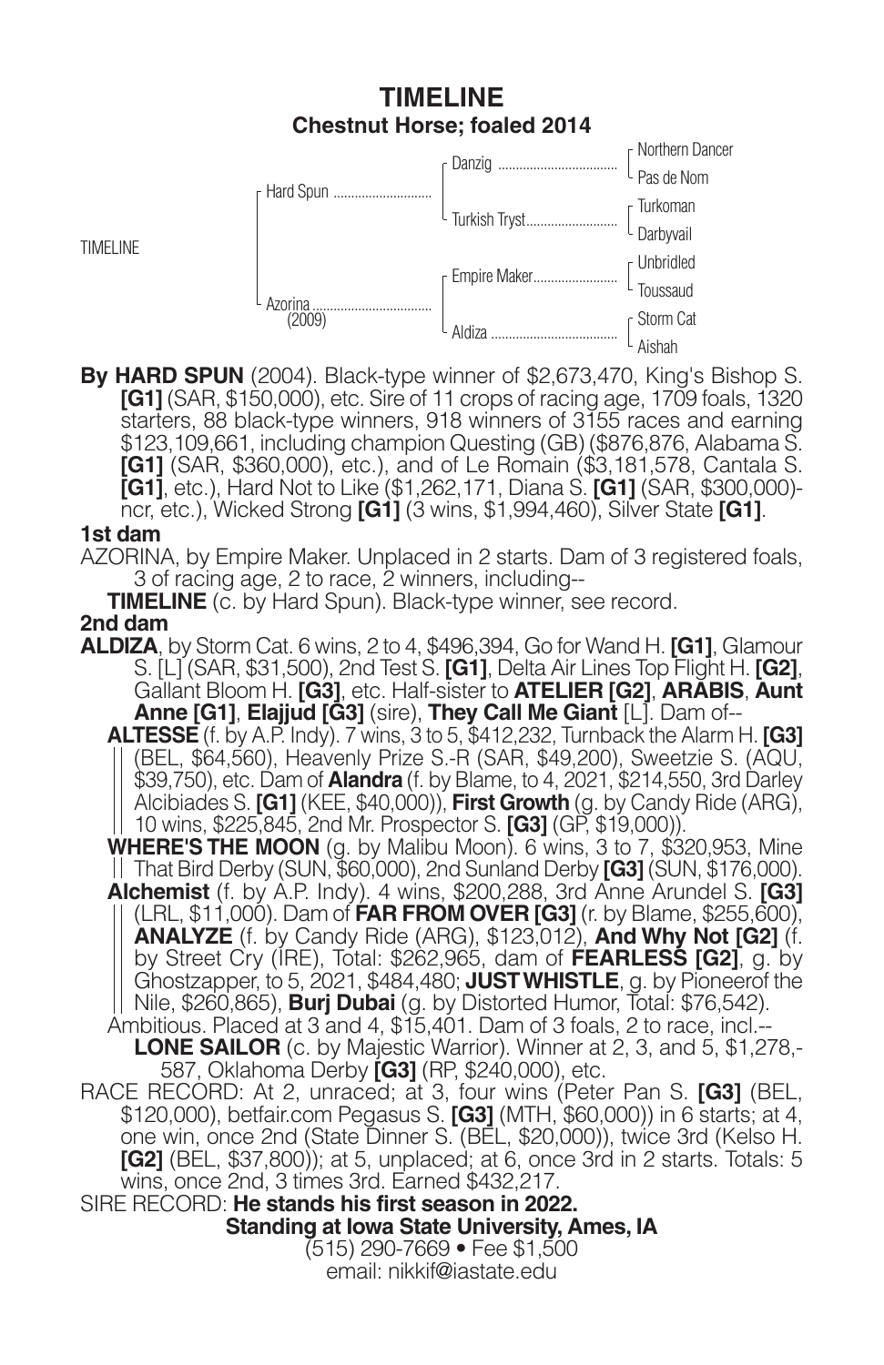# TIMELINE

## Chestnut Horse; foaled 2014

| | | | |
|---|---|---|---|
| TIMELINE | Hard Spun | Danzig | Northern Dancer |
| | | | Pas de Nom |
| | | Turkish Tryst | Turkoman |
| | | | Darbyvail |
| | Azorina (2009) | Empire Maker | Unbridled |
| | | | Toussaud |
| | | Aldiza | Storm Cat |
| | | | Aishah |

**By HARD SPUN** (2004). Black-type winner of $2,673,470, King's Bishop S. **[G1]** (SAR, $150,000), etc. Sire of 11 crops of racing age, 1709 foals, 1320 starters, 88 black-type winners, 918 winners of 3155 races and earning $123,109,661, including champion Questing (GB) ($876,876, Alabama S. **[G1]** (SAR, $360,000), etc.), and of Le Romain ($3,181,578, Cantala S. **[G1]**, etc.), Hard Not to Like ($1,262,171, Diana S. **[G1]** (SAR, $300,000)-ncr, etc.), Wicked Strong **[G1]** (3 wins, $1,994,460), Silver State **[G1]**.

**1st dam**

AZORINA, by Empire Maker. Unplaced in 2 starts. Dam of 3 registered foals, 3 of racing age, 2 to race, 2 winners, including--

**TIMELINE** (c. by Hard Spun). Black-type winner, see record.

**2nd dam**

**ALDIZA**, by Storm Cat. 6 wins, 2 to 4, $496,394, Go for Wand H. **[G1]**, Glamour S. [L] (SAR, $31,500), 2nd Test S. **[G1]**, Delta Air Lines Top Flight H. **[G2]**, Gallant Bloom H. **[G3]**, etc. Half-sister to **ATELIER [G2]**, **ARABIS**, **Aunt Anne [G1]**, **Elajjud [G3]** (sire), **They Call Me Giant** [L]. Dam of--

**ALTESSE** (f. by A.P. Indy). 7 wins, 3 to 5, $412,232, Turnback the Alarm H. **[G3]** (BEL, $64,560), Heavenly Prize S.-R (SAR, $49,200), Sweetzie S. (AQU, $39,750), etc. Dam of **Alandra** (f. by Blame, to 4, 2021, $214,550, 3rd Darley Alcibiades S. **[G1]** (KEE, $40,000)), **First Growth** (g. by Candy Ride (ARG), 10 wins, $225,845, 2nd Mr. Prospector S. **[G3]** (GP, $19,000)).

**WHERE'S THE MOON** (g. by Malibu Moon). 6 wins, 3 to 7, $320,953, Mine That Bird Derby (SUN, $60,000), 2nd Sunland Derby **[G3]** (SUN, $176,000).

**Alchemist** (f. by A.P. Indy). 4 wins, $200,288, 3rd Anne Arundel S. **[G3]** (LRL, $11,000). Dam of **FAR FROM OVER [G3]** (r. by Blame, $255,600), **ANALYZE** (f. by Candy Ride (ARG), $123,012), **And Why Not [G2]** (f. by Street Cry (IRE), Total: $262,965, dam of **FEARLESS [G2]**, g. by Ghostzapper, to 5, 2021, $484,480; **JUST WHISTLE**, g. by Pioneerof the Nile, $260,865), **Burj Dubai** (g. by Distorted Humor, Total: $76,542).

Ambitious. Placed at 3 and 4, $15,401. Dam of 3 foals, 2 to race, incl.--

**LONE SAILOR** (c. by Majestic Warrior). Winner at 2, 3, and 5, $1,278,-587, Oklahoma Derby **[G3]** (RP, $240,000), etc.

RACE RECORD: At 2, unraced; at 3, four wins (Peter Pan S. **[G3]** (BEL, $120,000), betfair.com Pegasus S. **[G3]** (MTH, $60,000)) in 6 starts; at 4, one win, once 2nd (State Dinner S. (BEL, $20,000)), twice 3rd (Kelso H. **[G2]** (BEL, $37,800)); at 5, unplaced; at 6, once 3rd in 2 starts. Totals: 5 wins, once 2nd, 3 times 3rd. Earned $432,217.

SIRE RECORD: **He stands his first season in 2022.**

**Standing at Iowa State University, Ames, IA**

(515) 290-7669 • Fee $1,500

email: nikkif@iastate.edu